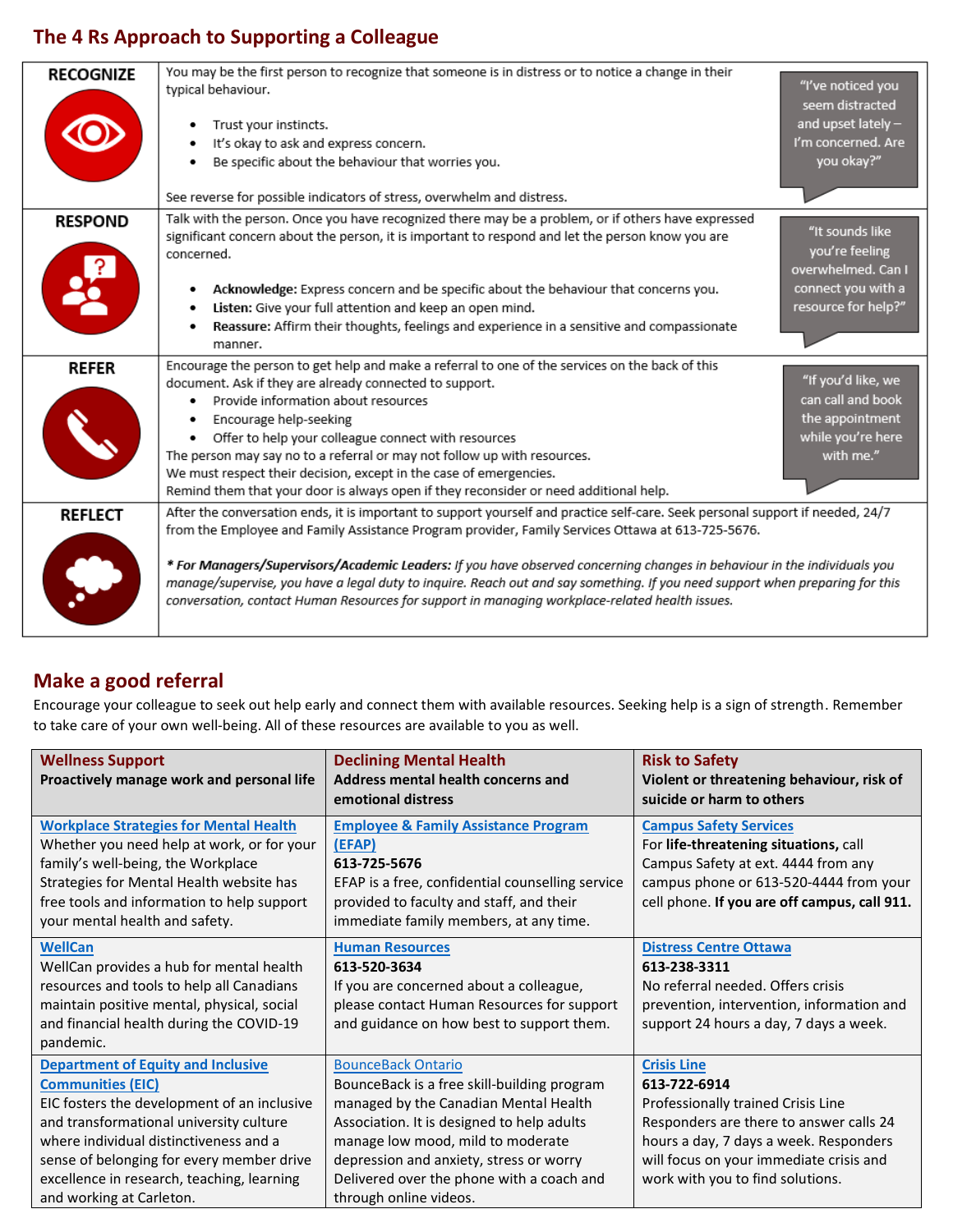## The 4 Rs Approach to Supporting a Colleague

| | | |
|---|---|---|
| **RECOGNIZE** | You may be the first person to recognize that someone is in distress or to notice a change in their typical behaviour.<br><br>• Trust your instincts.<br>• It's okay to ask and express concern.<br>• Be specific about the behaviour that worries you.<br><br>See reverse for possible indicators of stress, overwhelm and distress. | "I've noticed you seem distracted and upset lately – I'm concerned. Are you okay?" |
| **RESPOND** | Talk with the person. Once you have recognized there may be a problem, or if others have expressed significant concern about the person, it is important to respond and let the person know you are concerned.<br><br>• **Acknowledge:** Express concern and be specific about the behaviour that concerns you.<br>• **Listen:** Give your full attention and keep an open mind.<br>• **Reassure:** Affirm their thoughts, feelings and experience in a sensitive and compassionate manner. | "It sounds like you're feeling overwhelmed. Can I connect you with a resource for help?" |
| **REFER** | Encourage the person to get help and make a referral to one of the services on the back of this document. Ask if they are already connected to support.<br>• Provide information about resources<br>• Encourage help-seeking<br>• Offer to help your colleague connect with resources<br>The person may say no to a referral or may not follow up with resources.<br>We must respect their decision, except in the case of emergencies.<br>Remind them that your door is always open if they reconsider or need additional help. | "If you'd like, we can call and book the appointment while you're here with me." |
| **REFLECT** | After the conversation ends, it is important to support yourself and practice self-care. Seek personal support if needed, 24/7 from the Employee and Family Assistance Program provider, Family Services Ottawa at 613-725-5676.<br><br>*\* For Managers/Supervisors/Academic Leaders: If you have observed concerning changes in behaviour in the individuals you manage/supervise, you have a legal duty to inquire. Reach out and say something. If you need support when preparing for this conversation, contact Human Resources for support in managing workplace-related health issues.* | |

## Make a good referral

Encourage your colleague to seek out help early and connect them with available resources. Seeking help is a sign of strength. Remember to take care of your own well-being. All of these resources are available to you as well.

| **Wellness Support**<br>**Proactively manage work and personal life** | **Declining Mental Health**<br>**Address mental health concerns and emotional distress** | **Risk to Safety**<br>**Violent or threatening behaviour, risk of suicide or harm to others** |
|---|---|---|
| **Workplace Strategies for Mental Health**<br>Whether you need help at work, or for your family's well-being, the Workplace Strategies for Mental Health website has free tools and information to help support your mental health and safety. | **Employee & Family Assistance Program (EFAP)**<br>**613-725-5676**<br>EFAP is a free, confidential counselling service provided to faculty and staff, and their immediate family members, at any time. | **Campus Safety Services**<br>For **life-threatening situations,** call Campus Safety at ext. 4444 from any campus phone or 613-520-4444 from your cell phone. **If you are off campus, call 911.** |
| **WellCan**<br>WellCan provides a hub for mental health resources and tools to help all Canadians maintain positive mental, physical, social and financial health during the COVID-19 pandemic. | **Human Resources**<br>**613-520-3634**<br>If you are concerned about a colleague, please contact Human Resources for support and guidance on how best to support them. | **Distress Centre Ottawa**<br>**613-238-3311**<br>No referral needed. Offers crisis prevention, intervention, information and support 24 hours a day, 7 days a week. |
| **Department of Equity and Inclusive Communities (EIC)**<br>EIC fosters the development of an inclusive and transformational university culture where individual distinctiveness and a sense of belonging for every member drive excellence in research, teaching, learning and working at Carleton. | BounceBack Ontario<br>BounceBack is a free skill-building program managed by the Canadian Mental Health Association. It is designed to help adults manage low mood, mild to moderate depression and anxiety, stress or worry Delivered over the phone with a coach and through online videos. | **Crisis Line**<br>**613-722-6914**<br>Professionally trained Crisis Line Responders are there to answer calls 24 hours a day, 7 days a week. Responders will focus on your immediate crisis and work with you to find solutions. |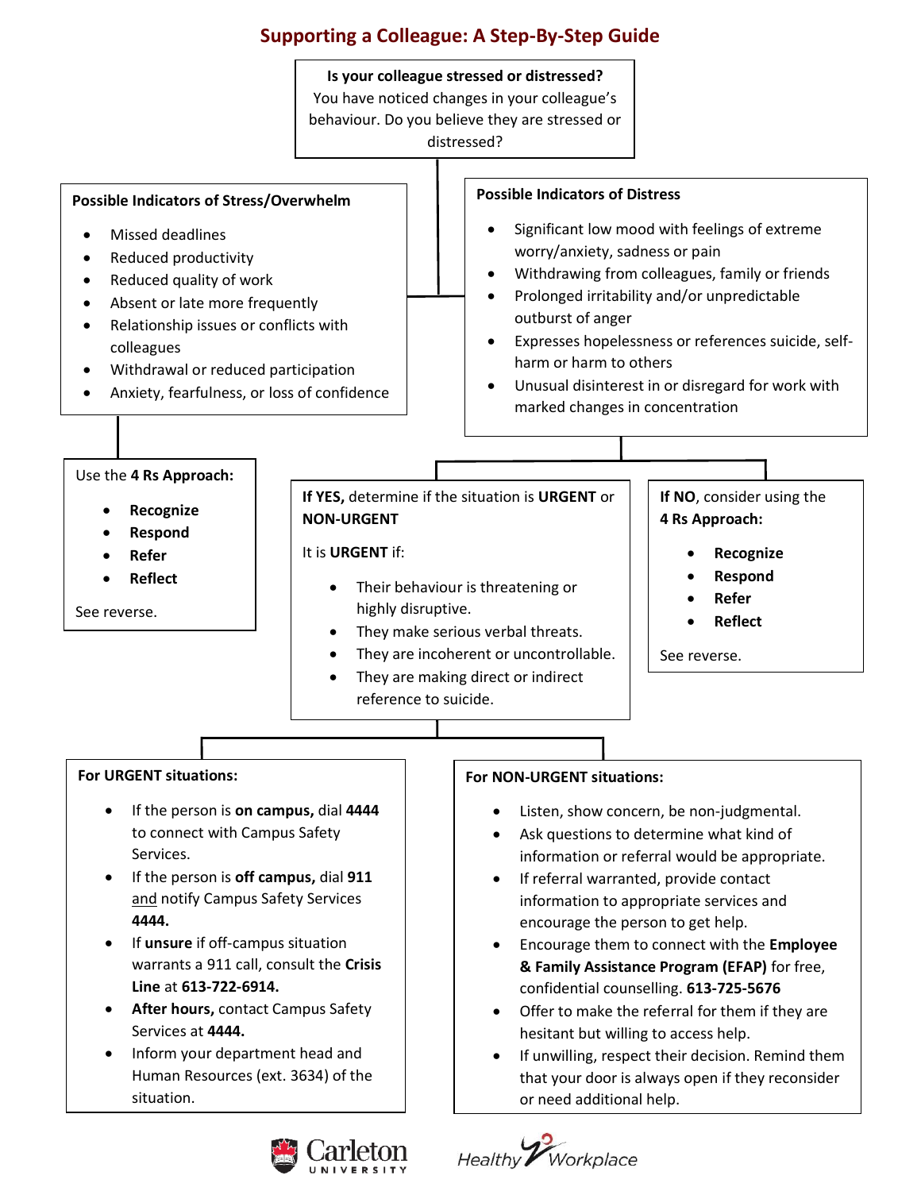# Supporting a Colleague: A Step-By-Step Guide

**Is your colleague stressed or distressed?**
You have noticed changes in your colleague's behaviour. Do you believe they are stressed or distressed?

**Possible Indicators of Stress/Overwhelm**

- Missed deadlines
- Reduced productivity
- Reduced quality of work
- Absent or late more frequently
- Relationship issues or conflicts with colleagues
- Withdrawal or reduced participation
- Anxiety, fearfulness, or loss of confidence

Use the **4 Rs Approach:**

- **Recognize**
- **Respond**
- **Refer**
- **Reflect**

See reverse.

**Possible Indicators of Distress**

- Significant low mood with feelings of extreme worry/anxiety, sadness or pain
- Withdrawing from colleagues, family or friends
- Prolonged irritability and/or unpredictable outburst of anger
- Expresses hopelessness or references suicide, self-harm or harm to others
- Unusual disinterest in or disregard for work with marked changes in concentration

**If YES,** determine if the situation is **URGENT** or **NON-URGENT**

It is **URGENT** if:

- Their behaviour is threatening or highly disruptive.
- They make serious verbal threats.
- They are incoherent or uncontrollable.
- They are making direct or indirect reference to suicide.

**If NO**, consider using the **4 Rs Approach:**

- **Recognize**
- **Respond**
- **Refer**
- **Reflect**

See reverse.

**For URGENT situations:**

- If the person is **on campus,** dial **4444** to connect with Campus Safety Services.
- If the person is **off campus,** dial **911** and notify Campus Safety Services **4444.**
- If **unsure** if off-campus situation warrants a 911 call, consult the **Crisis Line** at **613-722-6914.**
- **After hours,** contact Campus Safety Services at **4444.**
- Inform your department head and Human Resources (ext. 3634) of the situation.

**For NON-URGENT situations:**

- Listen, show concern, be non-judgmental.
- Ask questions to determine what kind of information or referral would be appropriate.
- If referral warranted, provide contact information to appropriate services and encourage the person to get help.
- Encourage them to connect with the **Employee & Family Assistance Program (EFAP)** for free, confidential counselling. **613-725-5676**
- Offer to make the referral for them if they are hesitant but willing to access help.
- If unwilling, respect their decision. Remind them that your door is always open if they reconsider or need additional help.

Carleton University | Healthy Workplace